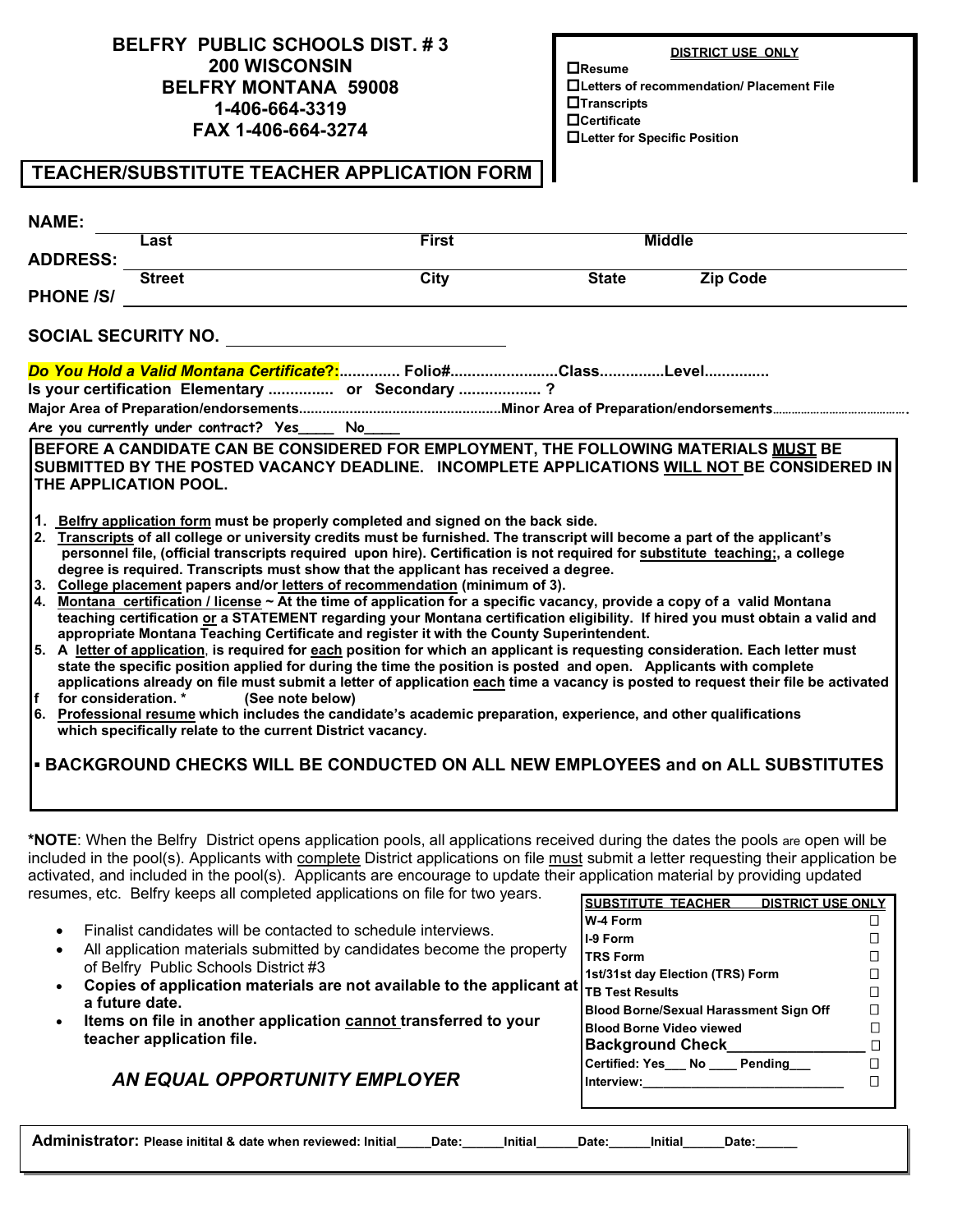**BELFRY PUBLIC SCHOOLS DIST. # 3**
**200 WISCONSIN**
**BELFRY MONTANA 59008**
**1-406-664-3319**
**FAX 1-406-664-3274**

**DISTRICT USE ONLY**

- ☐ Resume
- ☐ Letters of recommendation/ Placement File
- ☐ Transcripts
- ☐ Certificate
- ☐ Letter for Specific Position

# TEACHER/SUBSTITUTE TEACHER APPLICATION FORM

**NAME:** ______________________________________________
 Last First Middle

**ADDRESS:** ______________________________________________
 Street City State Zip Code

**PHONE /S/** ______________________________________________

**SOCIAL SECURITY NO.** ____________________________

***Do You Hold a Valid Montana Certificate?*:.............. Folio#........................Class..............Level..............**

**Is your certification Elementary .............. or Secondary .................. ?**

**Major Area of Preparation/endorsements..................................................Minor Area of Preparation/endorsements.........................................**

**Are you currently under contract? Yes____ No____**

**BEFORE A CANDIDATE CAN BE CONSIDERED FOR EMPLOYMENT, THE FOLLOWING MATERIALS MUST BE SUBMITTED BY THE POSTED VACANCY DEADLINE. INCOMPLETE APPLICATIONS WILL NOT BE CONSIDERED IN THE APPLICATION POOL.**

1. **Belfry application form must be properly completed and signed on the back side.**
2. **Transcripts of all college or university credits must be furnished. The transcript will become a part of the applicant's personnel file, (official transcripts required upon hire). Certification is not required for substitute teaching;, a college degree is required. Transcripts must show that the applicant has received a degree.**
3. **College placement papers and/or letters of recommendation (minimum of 3).**
4. **Montana certification / license ~ At the time of application for a specific vacancy, provide a copy of a valid Montana teaching certification or a STATEMENT regarding your Montana certification eligibility. If hired you must obtain a valid and appropriate Montana Teaching Certificate and register it with the County Superintendent.**
5. **A letter of application, is required for each position for which an applicant is requesting consideration. Each letter must state the specific position applied for during the time the position is posted and open. Applicants with complete applications already on file must submit a letter of application each time a vacancy is posted to request their file be activated for consideration. \* (See note below)**
6. **Professional resume which includes the candidate's academic preparation, experience, and other qualifications which specifically relate to the current District vacancy.**

▪ **BACKGROUND CHECKS WILL BE CONDUCTED ON ALL NEW EMPLOYEES and on ALL SUBSTITUTES**

**\*NOTE**: When the Belfry District opens application pools, all applications received during the dates the pools are open will be included in the pool(s). Applicants with complete District applications on file must submit a letter requesting their application be activated, and included in the pool(s). Applicants are encourage to update their application material by providing updated resumes, etc. Belfry keeps all completed applications on file for two years.

- Finalist candidates will be contacted to schedule interviews.
- All application materials submitted by candidates become the property of Belfry Public Schools District #3
- **Copies of application materials are not available to the applicant at a future date.**
- **Items on file in another application cannot transferred to your teacher application file.**

***AN EQUAL OPPORTUNITY EMPLOYER***

| SUBSTITUTE TEACHER DISTRICT USE ONLY | |
|---|---|
| W-4 Form | ☐ |
| I-9 Form | ☐ |
| TRS Form | ☐ |
| 1st/31st day Election (TRS) Form | ☐ |
| TB Test Results | ☐ |
| Blood Borne/Sexual Harassment Sign Off | ☐ |
| Blood Borne Video viewed | ☐ |
| Background Check________________ | ☐ |
| Certified: Yes___ No ____ Pending___ | ☐ |
| Interview:___________________________ | ☐ |

**Administrator: Please initital & date when reviewed: Initial_____Date:______Initial______Date:______Initial______Date:______**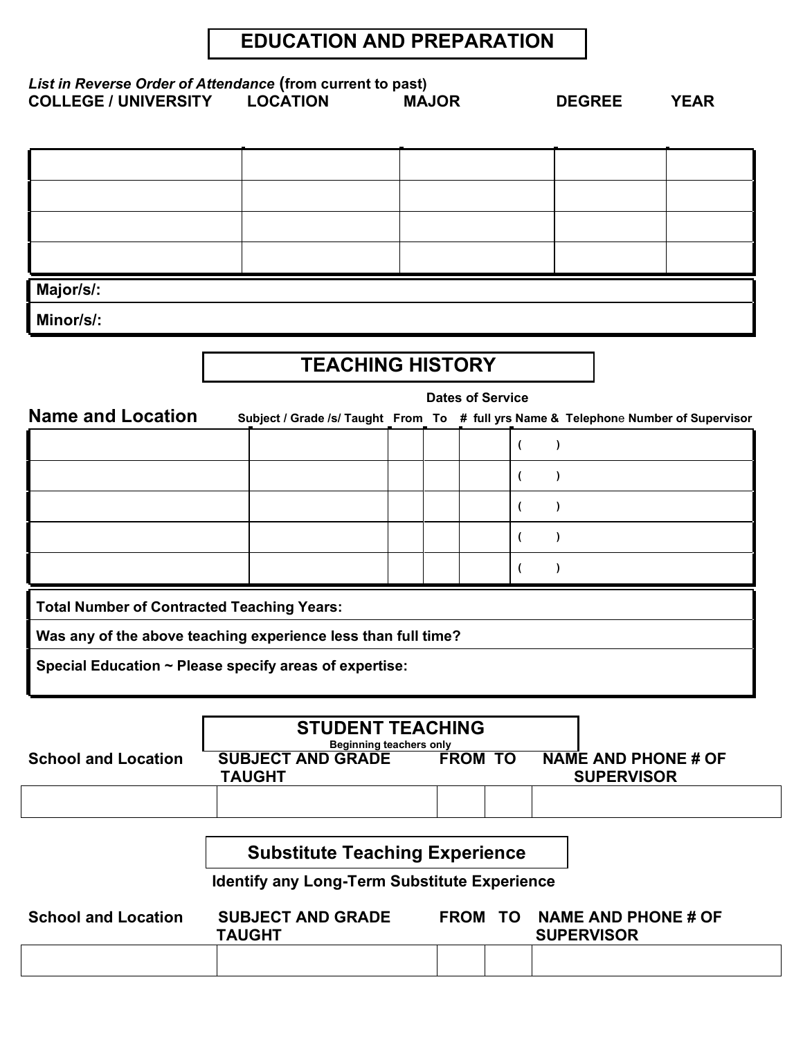## EDUCATION AND PREPARATION

***List in Reverse Order of Attendance*** **(from current to past)**

| COLLEGE / UNIVERSITY | LOCATION | MAJOR | DEGREE | YEAR |
|---|---|---|---|---|
| | | | | |
| | | | | |
| | | | | |
| | | | | |

**Major/s/:**

**Minor/s/:**

## TEACHING HISTORY

| Name and Location | Subject / Grade /s/ Taught | Dates of Service From | To | # full yrs | Name & Telephone Number of Supervisor |
|---|---|---|---|---|---|
| | | | | | ( ) |
| | | | | | ( ) |
| | | | | | ( ) |
| | | | | | ( ) |
| | | | | | ( ) |

**Total Number of Contracted Teaching Years:**

**Was any of the above teaching experience less than full time?**

**Special Education ~ Please specify areas of expertise:**

## STUDENT TEACHING

**Beginning teachers only**

| School and Location | SUBJECT AND GRADE TAUGHT | FROM | TO | NAME AND PHONE # OF SUPERVISOR |
|---|---|---|---|---|
| | | | | |

## Substitute Teaching Experience

**Identify any Long-Term Substitute Experience**

| School and Location | SUBJECT AND GRADE TAUGHT | FROM | TO | NAME AND PHONE # OF SUPERVISOR |
|---|---|---|---|---|
| | | | | |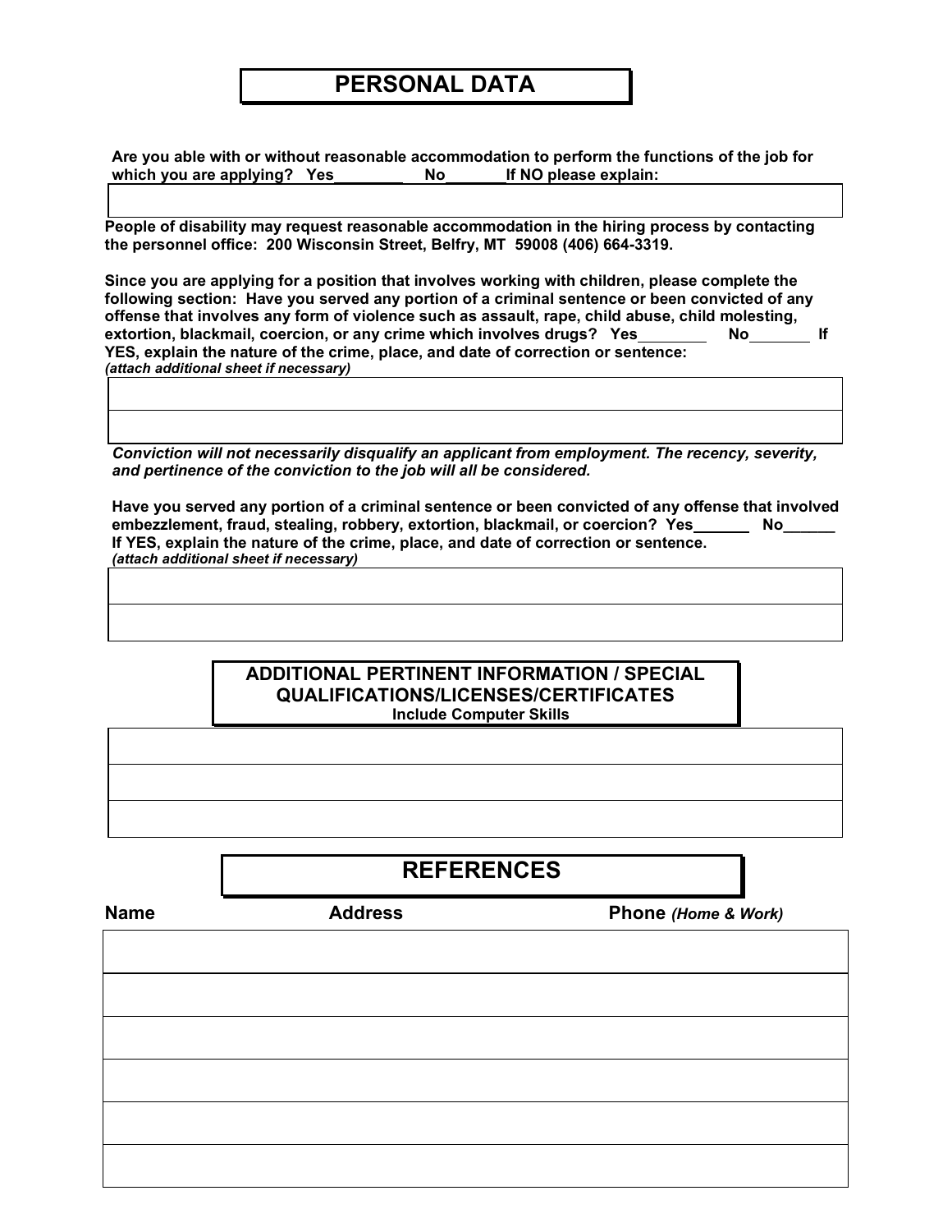# PERSONAL DATA

**Are you able with or without reasonable accommodation to perform the functions of the job for which you are applying? Yes________ No_______ If NO please explain:**

**People of disability may request reasonable accommodation in the hiring process by contacting the personnel office: 200 Wisconsin Street, Belfry, MT 59008 (406) 664-3319.**

**Since you are applying for a position that involves working with children, please complete the following section: Have you served any portion of a criminal sentence or been convicted of any offense that involves any form of violence such as assault, rape, child abuse, child molesting, extortion, blackmail, coercion, or any crime which involves drugs? Yes________ No_______ If YES, explain the nature of the crime, place, and date of correction or sentence:**
***(attach additional sheet if necessary)***

***Conviction will not necessarily disqualify an applicant from employment. The recency, severity, and pertinence of the conviction to the job will all be considered.***

**Have you served any portion of a criminal sentence or been convicted of any offense that involved embezzlement, fraud, stealing, robbery, extortion, blackmail, or coercion? Yes______ No______ If YES, explain the nature of the crime, place, and date of correction or sentence.**
***(attach additional sheet if necessary)***

## ADDITIONAL PERTINENT INFORMATION / SPECIAL QUALIFICATIONS/LICENSES/CERTIFICATES

**Include Computer Skills**

# REFERENCES

| Name | Address | Phone *(Home & Work)* |
|---|---|---|
| | | |
| | | |
| | | |
| | | |
| | | |
| | | |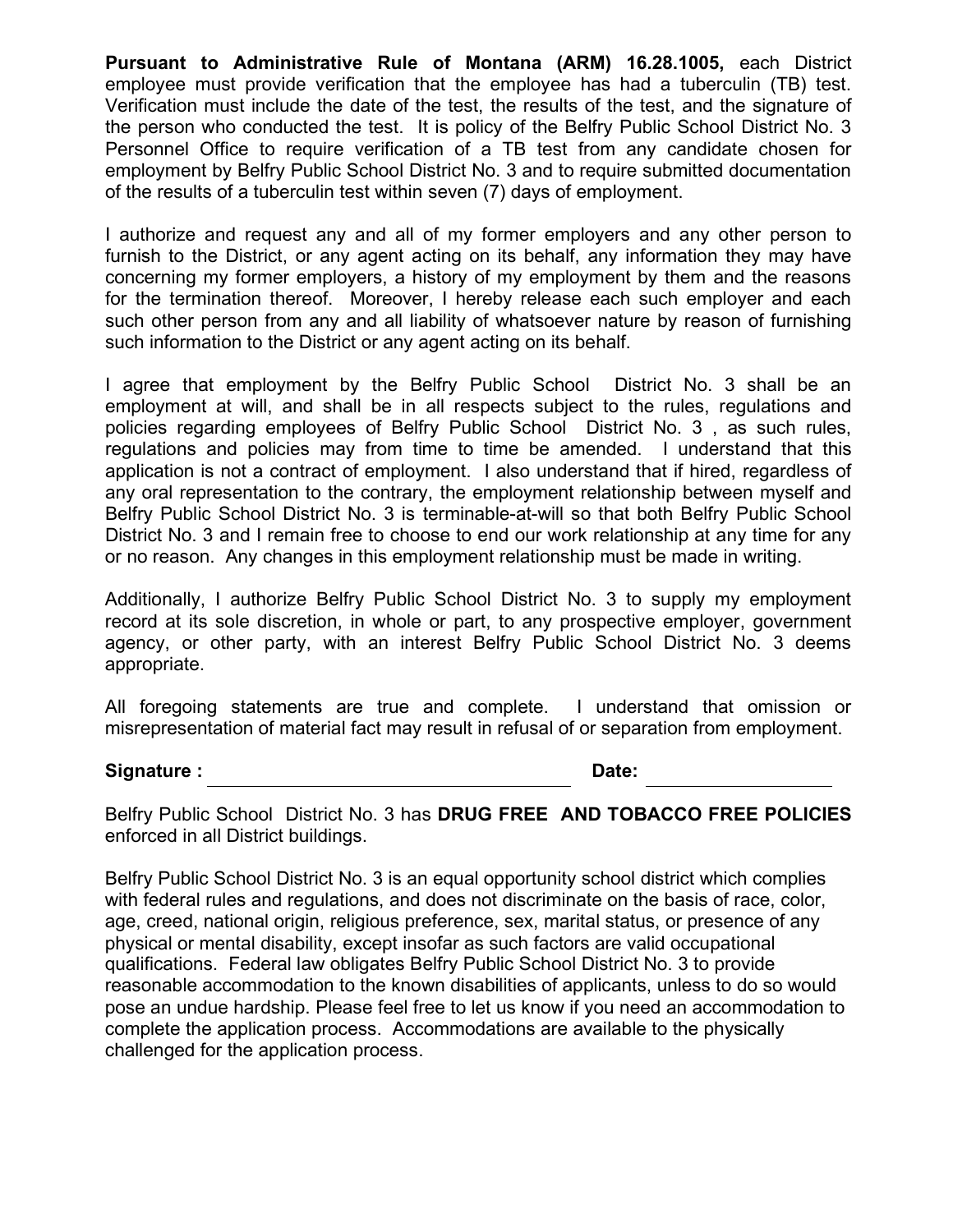**Pursuant to Administrative Rule of Montana (ARM) 16.28.1005,** each District employee must provide verification that the employee has had a tuberculin (TB) test. Verification must include the date of the test, the results of the test, and the signature of the person who conducted the test. It is policy of the Belfry Public School District No. 3 Personnel Office to require verification of a TB test from any candidate chosen for employment by Belfry Public School District No. 3 and to require submitted documentation of the results of a tuberculin test within seven (7) days of employment.

I authorize and request any and all of my former employers and any other person to furnish to the District, or any agent acting on its behalf, any information they may have concerning my former employers, a history of my employment by them and the reasons for the termination thereof. Moreover, I hereby release each such employer and each such other person from any and all liability of whatsoever nature by reason of furnishing such information to the District or any agent acting on its behalf.

I agree that employment by the Belfry Public School District No. 3 shall be an employment at will, and shall be in all respects subject to the rules, regulations and policies regarding employees of Belfry Public School District No. 3 , as such rules, regulations and policies may from time to time be amended. I understand that this application is not a contract of employment. I also understand that if hired, regardless of any oral representation to the contrary, the employment relationship between myself and Belfry Public School District No. 3 is terminable-at-will so that both Belfry Public School District No. 3 and I remain free to choose to end our work relationship at any time for any or no reason. Any changes in this employment relationship must be made in writing.

Additionally, I authorize Belfry Public School District No. 3 to supply my employment record at its sole discretion, in whole or part, to any prospective employer, government agency, or other party, with an interest Belfry Public School District No. 3 deems appropriate.

All foregoing statements are true and complete. I understand that omission or misrepresentation of material fact may result in refusal of or separation from employment.

**Signature :** ______________________________ **Date:** ________________

Belfry Public School District No. 3 has **DRUG FREE AND TOBACCO FREE POLICIES** enforced in all District buildings.

Belfry Public School District No. 3 is an equal opportunity school district which complies with federal rules and regulations, and does not discriminate on the basis of race, color, age, creed, national origin, religious preference, sex, marital status, or presence of any physical or mental disability, except insofar as such factors are valid occupational qualifications. Federal law obligates Belfry Public School District No. 3 to provide reasonable accommodation to the known disabilities of applicants, unless to do so would pose an undue hardship. Please feel free to let us know if you need an accommodation to complete the application process. Accommodations are available to the physically challenged for the application process.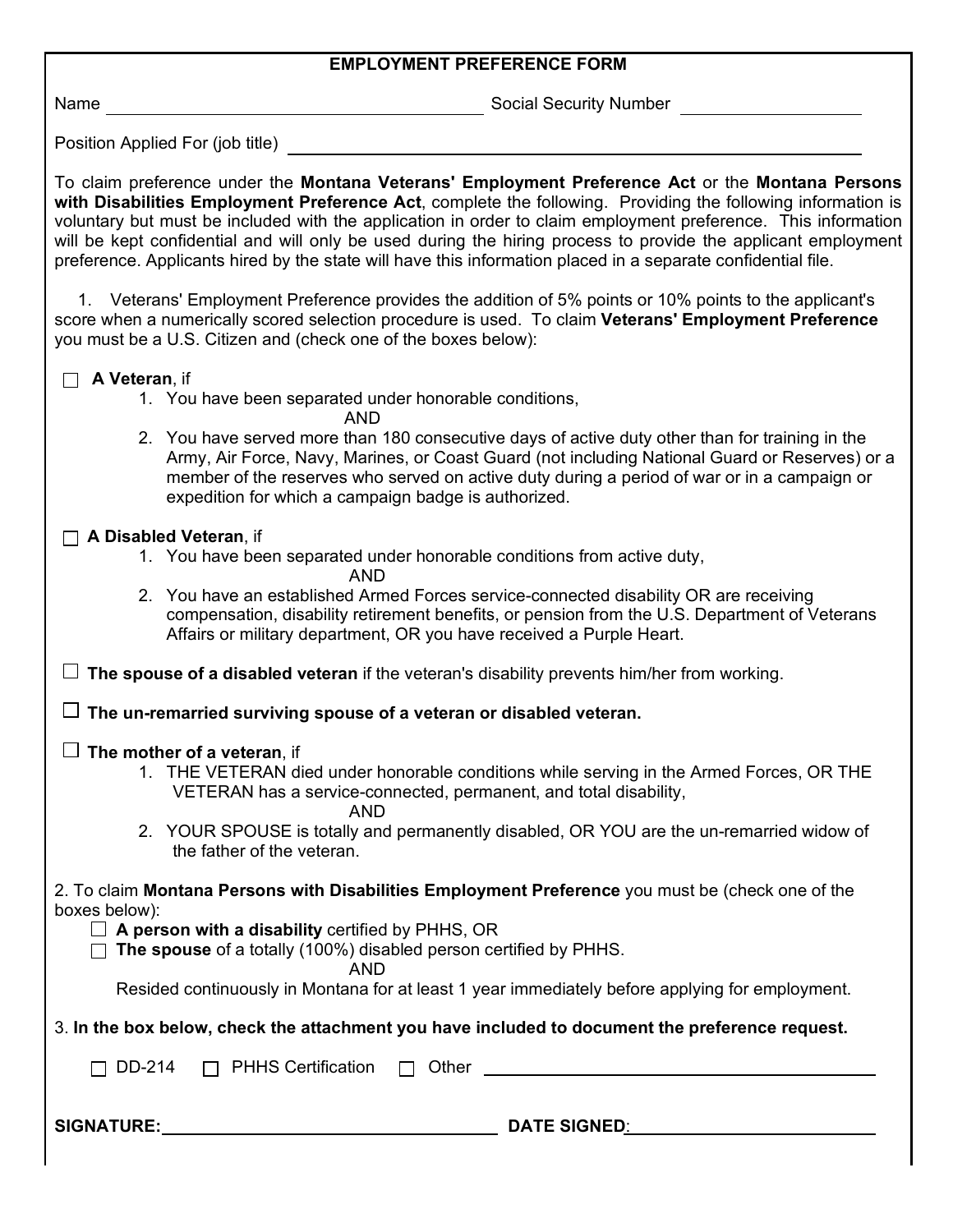# EMPLOYMENT PREFERENCE FORM

Name ______________________ Social Security Number ______________

Position Applied For (job title) ______________________________

To claim preference under the **Montana Veterans' Employment Preference Act** or the **Montana Persons with Disabilities Employment Preference Act**, complete the following. Providing the following information is voluntary but must be included with the application in order to claim employment preference. This information will be kept confidential and will only be used during the hiring process to provide the applicant employment preference. Applicants hired by the state will have this information placed in a separate confidential file.

1. Veterans' Employment Preference provides the addition of 5% points or 10% points to the applicant's score when a numerically scored selection procedure is used. To claim **Veterans' Employment Preference** you must be a U.S. Citizen and (check one of the boxes below):

☐ **A Veteran**, if

1. You have been separated under honorable conditions,

   AND

2. You have served more than 180 consecutive days of active duty other than for training in the Army, Air Force, Navy, Marines, or Coast Guard (not including National Guard or Reserves) or a member of the reserves who served on active duty during a period of war or in a campaign or expedition for which a campaign badge is authorized.

☐ **A Disabled Veteran**, if

1. You have been separated under honorable conditions from active duty,

   AND

2. You have an established Armed Forces service-connected disability OR are receiving compensation, disability retirement benefits, or pension from the U.S. Department of Veterans Affairs or military department, OR you have received a Purple Heart.

☐ **The spouse of a disabled veteran** if the veteran's disability prevents him/her from working.

☐ **The un-remarried surviving spouse of a veteran or disabled veteran.**

☐ **The mother of a veteran**, if

1. THE VETERAN died under honorable conditions while serving in the Armed Forces, OR THE VETERAN has a service-connected, permanent, and total disability,

   AND

2. YOUR SPOUSE is totally and permanently disabled, OR YOU are the un-remarried widow of the father of the veteran.

2. To claim **Montana Persons with Disabilities Employment Preference** you must be (check one of the boxes below):

☐ **A person with a disability** certified by PHHS, OR

☐ **The spouse** of a totally (100%) disabled person certified by PHHS.

AND

Resided continuously in Montana for at least 1 year immediately before applying for employment.

3. **In the box below, check the attachment you have included to document the preference request.**

☐ DD-214 ☐ PHHS Certification ☐ Other ______________________

**SIGNATURE:** ______________________ **DATE SIGNED**: ______________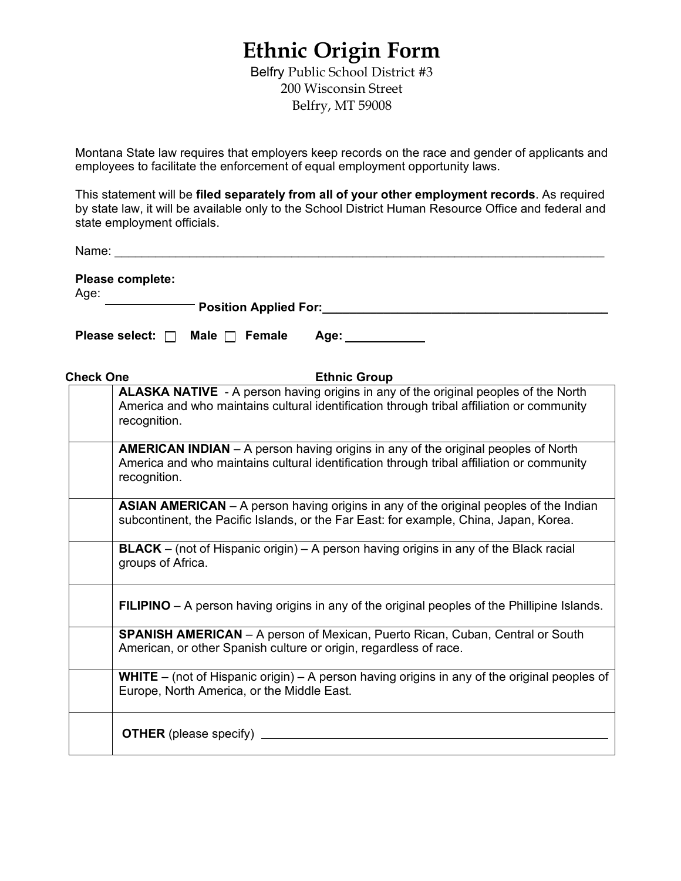# Ethnic Origin Form

Belfry Public School District #3
200 Wisconsin Street
Belfry, MT 59008

Montana State law requires that employers keep records on the race and gender of applicants and employees to facilitate the enforcement of equal employment opportunity laws.

This statement will be **filed separately from all of your other employment records**. As required by state law, it will be available only to the School District Human Resource Office and federal and state employment officials.

Name: ___________________________________________________________________________

**Please complete:**
Age: ____________ **Position Applied For:**________________________________________

**Please select:** ☐ **Male** ☐ **Female** **Age:** ___________

| Check One | Ethnic Group |
|---|---|
| | **ALASKA NATIVE** - A person having origins in any of the original peoples of the North America and who maintains cultural identification through tribal affiliation or community recognition. |
| | **AMERICAN INDIAN** – A person having origins in any of the original peoples of North America and who maintains cultural identification through tribal affiliation or community recognition. |
| | **ASIAN AMERICAN** – A person having origins in any of the original peoples of the Indian subcontinent, the Pacific Islands, or the Far East: for example, China, Japan, Korea. |
| | **BLACK** – (not of Hispanic origin) – A person having origins in any of the Black racial groups of Africa. |
| | **FILIPINO** – A person having origins in any of the original peoples of the Phillipine Islands. |
| | **SPANISH AMERICAN** – A person of Mexican, Puerto Rican, Cuban, Central or South American, or other Spanish culture or origin, regardless of race. |
| | **WHITE** – (not of Hispanic origin) – A person having origins in any of the original peoples of Europe, North America, or the Middle East. |
| | **OTHER** (please specify) ___________________________________________ |